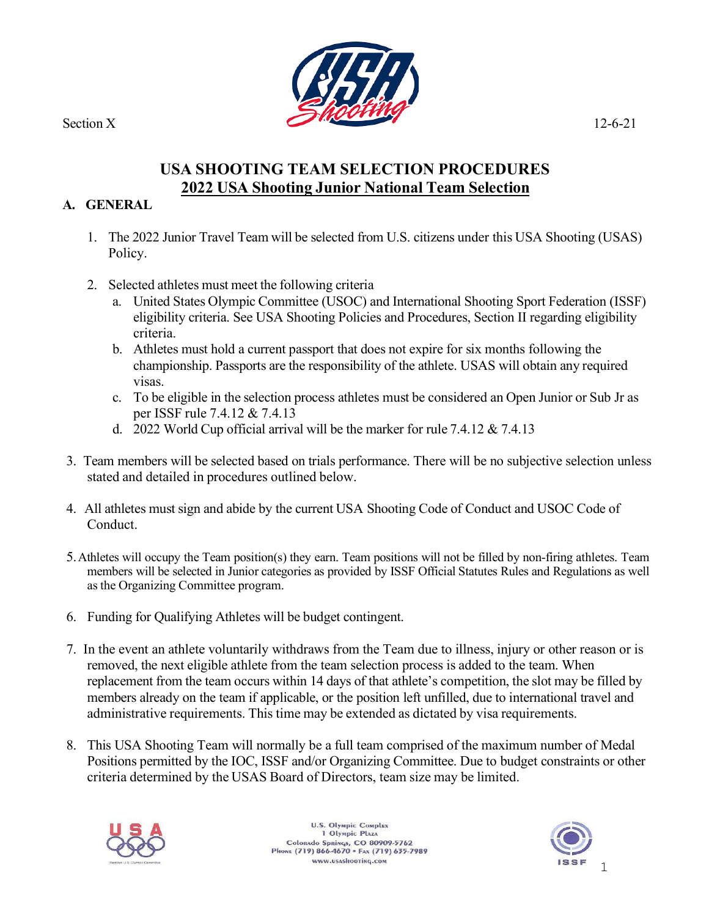Section X 12-6-21

# USA SHOOTING TEAM SELECTION PROCEDURES

## 2022 USA Shooting Junior National Team Selection

### A. GENERAL

1. The 2022 Junior Travel Team will be selected from U.S. citizens under this USA Shooting (USAS) Policy.

2. Selected athletes must meet the following criteria
   a. United States Olympic Committee (USOC) and International Shooting Sport Federation (ISSF) eligibility criteria. See USA Shooting Policies and Procedures, Section II regarding eligibility criteria.
   b. Athletes must hold a current passport that does not expire for six months following the championship. Passports are the responsibility of the athlete. USAS will obtain any required visas.
   c. To be eligible in the selection process athletes must be considered an Open Junior or Sub Jr as per ISSF rule 7.4.12 & 7.4.13
   d. 2022 World Cup official arrival will be the marker for rule 7.4.12 & 7.4.13

3. Team members will be selected based on trials performance. There will be no subjective selection unless stated and detailed in procedures outlined below.

4. All athletes must sign and abide by the current USA Shooting Code of Conduct and USOC Code of Conduct.

5. Athletes will occupy the Team position(s) they earn. Team positions will not be filled by non-firing athletes. Team members will be selected in Junior categories as provided by ISSF Official Statutes Rules and Regulations as well as the Organizing Committee program.

6. Funding for Qualifying Athletes will be budget contingent.

7. In the event an athlete voluntarily withdraws from the Team due to illness, injury or other reason or is removed, the next eligible athlete from the team selection process is added to the team. When replacement from the team occurs within 14 days of that athlete's competition, the slot may be filled by members already on the team if applicable, or the position left unfilled, due to international travel and administrative requirements. This time may be extended as dictated by visa requirements.

8. This USA Shooting Team will normally be a full team comprised of the maximum number of Medal Positions permitted by the IOC, ISSF and/or Organizing Committee. Due to budget constraints or other criteria determined by the USAS Board of Directors, team size may be limited.

U.S. Olympic Complex
1 Olympic Plaza
Colorado Springs, CO 80909-5762
Phone (719) 866-4670 • Fax (719) 635-7989
www.usashooting.com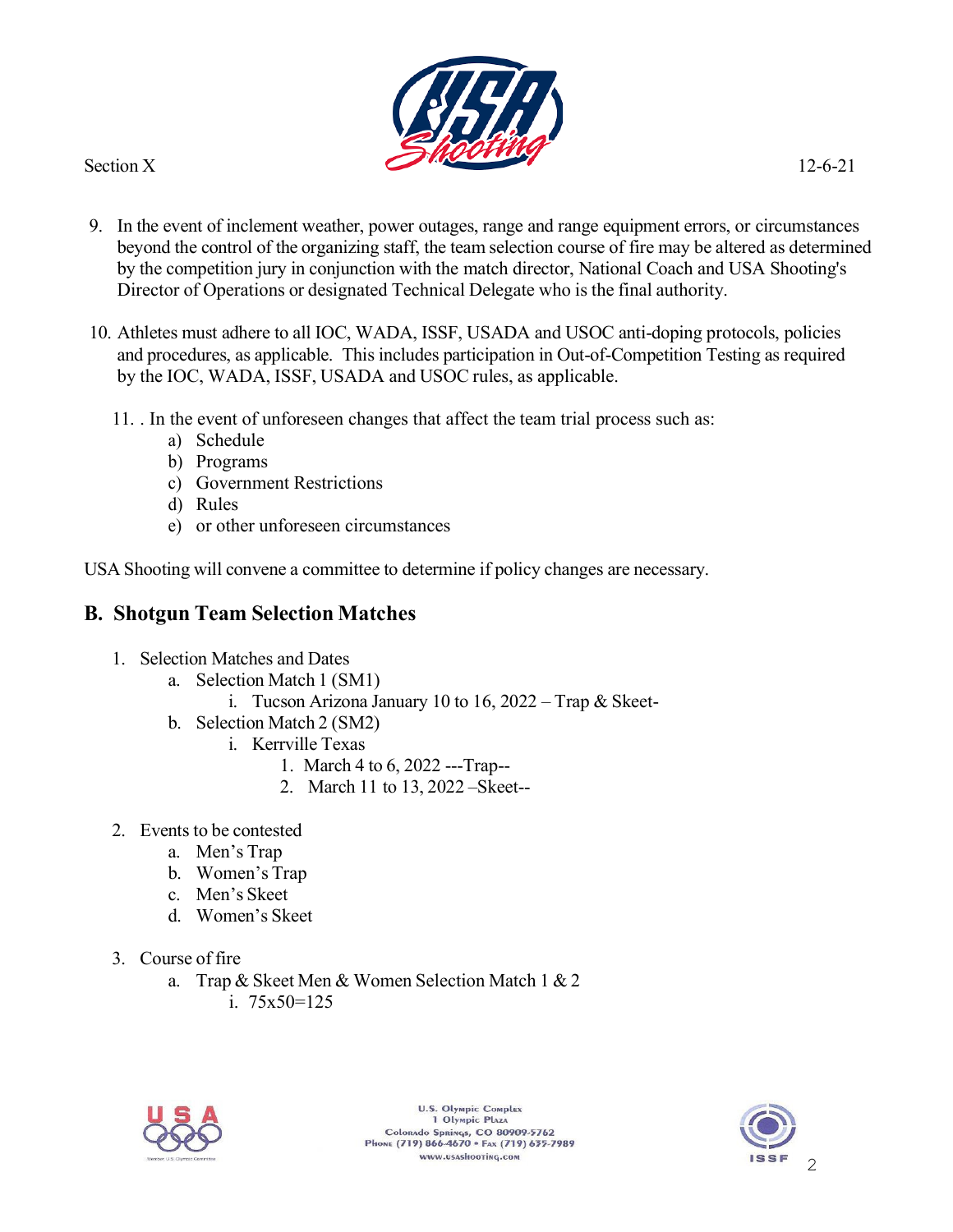9. In the event of inclement weather, power outages, range and range equipment errors, or circumstances beyond the control of the organizing staff, the team selection course of fire may be altered as determined by the competition jury in conjunction with the match director, National Coach and USA Shooting's Director of Operations or designated Technical Delegate who is the final authority.

10. Athletes must adhere to all IOC, WADA, ISSF, USADA and USOC anti-doping protocols, policies and procedures, as applicable. This includes participation in Out-of-Competition Testing as required by the IOC, WADA, ISSF, USADA and USOC rules, as applicable.

11. . In the event of unforeseen changes that affect the team trial process such as:
    a) Schedule
    b) Programs
    c) Government Restrictions
    d) Rules
    e) or other unforeseen circumstances

USA Shooting will convene a committee to determine if policy changes are necessary.

## B. Shotgun Team Selection Matches

1. Selection Matches and Dates
    a. Selection Match 1 (SM1)
        i. Tucson Arizona January 10 to 16, 2022 – Trap & Skeet-
    b. Selection Match 2 (SM2)
        i. Kerrville Texas
            1. March 4 to 6, 2022 ---Trap--
            2. March 11 to 13, 2022 –Skeet--

2. Events to be contested
    a. Men's Trap
    b. Women's Trap
    c. Men's Skeet
    d. Women's Skeet

3. Course of fire
    a. Trap & Skeet Men & Women Selection Match 1 & 2
        i. 75x50=125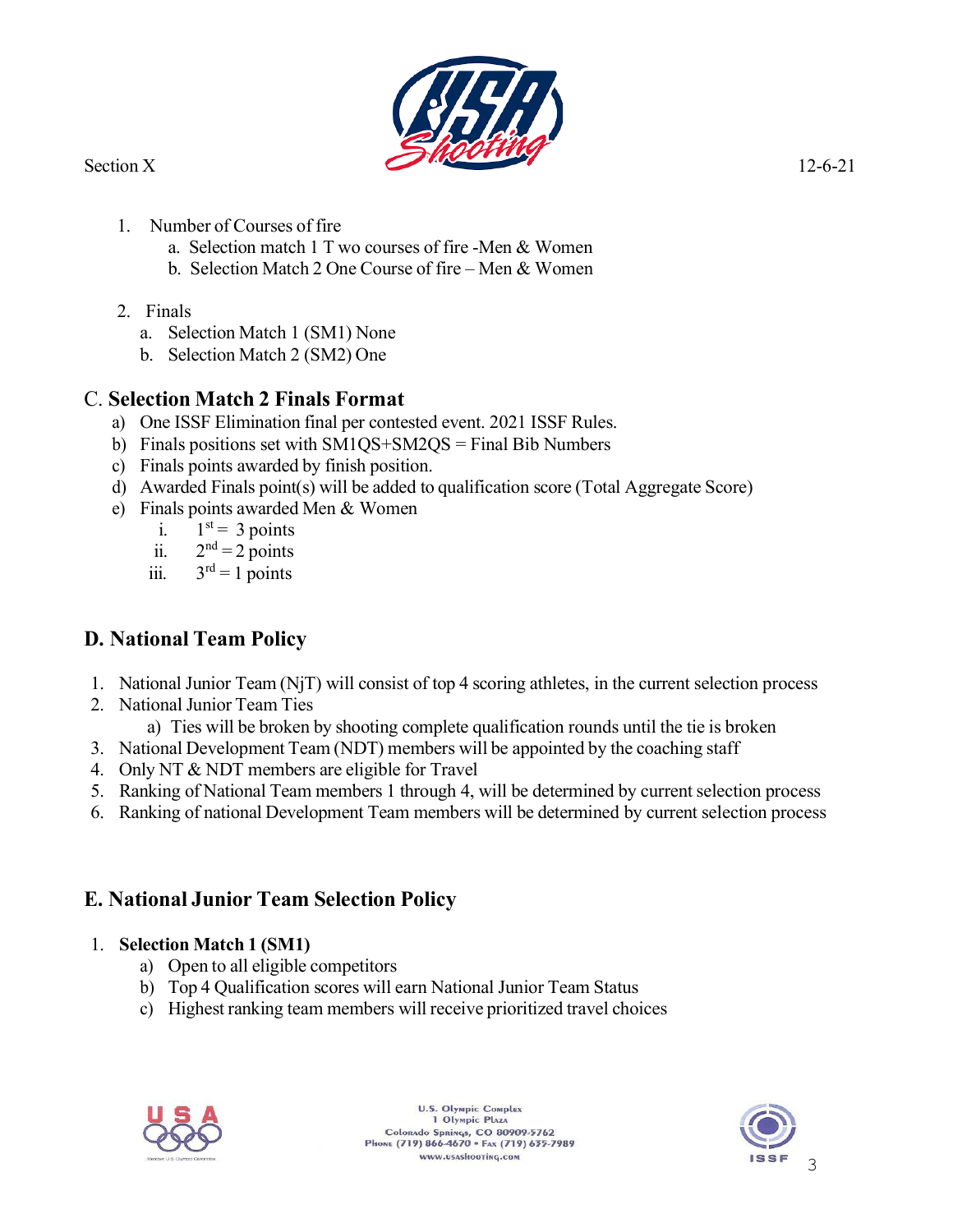1. Number of Courses of fire
   a. Selection match 1 T wo courses of fire -Men & Women
   b. Selection Match 2 One Course of fire – Men & Women

2. Finals
   a. Selection Match 1 (SM1) None
   b. Selection Match 2 (SM2) One

## C. Selection Match 2 Finals Format

a) One ISSF Elimination final per contested event. 2021 ISSF Rules.
b) Finals positions set with SM1QS+SM2QS = Final Bib Numbers
c) Finals points awarded by finish position.
d) Awarded Finals point(s) will be added to qualification score (Total Aggregate Score)
e) Finals points awarded Men & Women
   i. 1st = 3 points
   ii. 2nd = 2 points
   iii. 3rd = 1 points

## D. National Team Policy

1. National Junior Team (NjT) will consist of top 4 scoring athletes, in the current selection process
2. National Junior Team Ties
   a) Ties will be broken by shooting complete qualification rounds until the tie is broken
3. National Development Team (NDT) members will be appointed by the coaching staff
4. Only NT & NDT members are eligible for Travel
5. Ranking of National Team members 1 through 4, will be determined by current selection process
6. Ranking of national Development Team members will be determined by current selection process

## E. National Junior Team Selection Policy

1. **Selection Match 1 (SM1)**
   a) Open to all eligible competitors
   b) Top 4 Qualification scores will earn National Junior Team Status
   c) Highest ranking team members will receive prioritized travel choices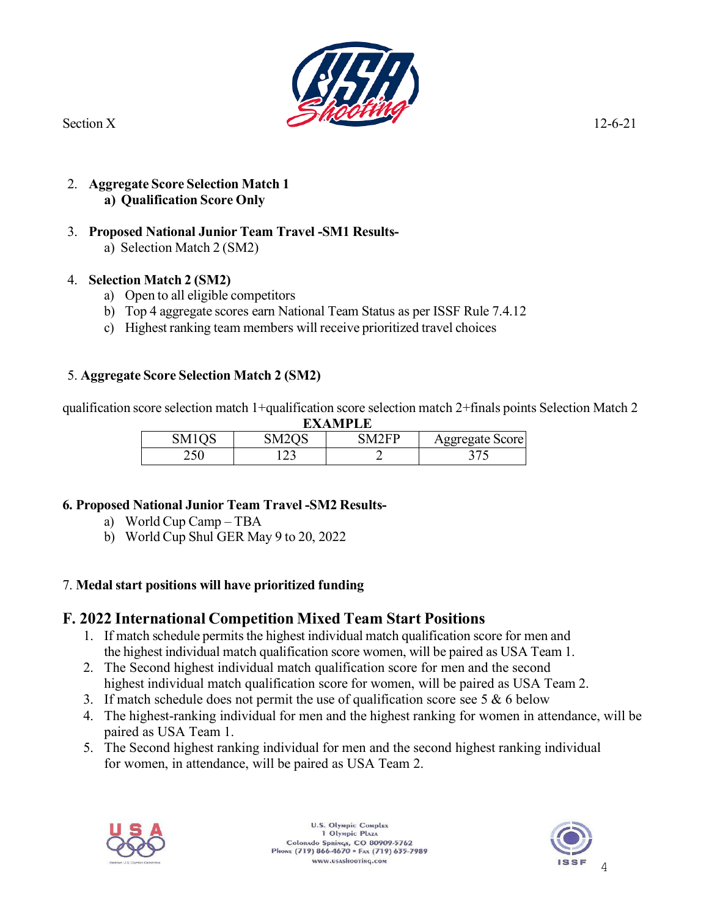2. **Aggregate Score Selection Match 1**
   **a) Qualification Score Only**

3. **Proposed National Junior Team Travel -SM1 Results-**
   a) Selection Match 2 (SM2)

4. **Selection Match 2 (SM2)**
   a) Open to all eligible competitors
   b) Top 4 aggregate scores earn National Team Status as per ISSF Rule 7.4.12
   c) Highest ranking team members will receive prioritized travel choices

5. **Aggregate Score Selection Match 2 (SM2)**

qualification score selection match 1+qualification score selection match 2+finals points Selection Match 2

**EXAMPLE**

| SM1QS | SM2QS | SM2FP | Aggregate Score |
|---|---|---|---|
| 250 | 123 | 2 | 375 |

**6. Proposed National Junior Team Travel -SM2 Results-**
   a) World Cup Camp – TBA
   b) World Cup Shul GER May 9 to 20, 2022

7. **Medal start positions will have prioritized funding**

## F. 2022 International Competition Mixed Team Start Positions

1. If match schedule permits the highest individual match qualification score for men and the highest individual match qualification score women, will be paired as USA Team 1.
2. The Second highest individual match qualification score for men and the second highest individual match qualification score for women, will be paired as USA Team 2.
3. If match schedule does not permit the use of qualification score see 5 & 6 below
4. The highest-ranking individual for men and the highest ranking for women in attendance, will be paired as USA Team 1.
5. The Second highest ranking individual for men and the second highest ranking individual for women, in attendance, will be paired as USA Team 2.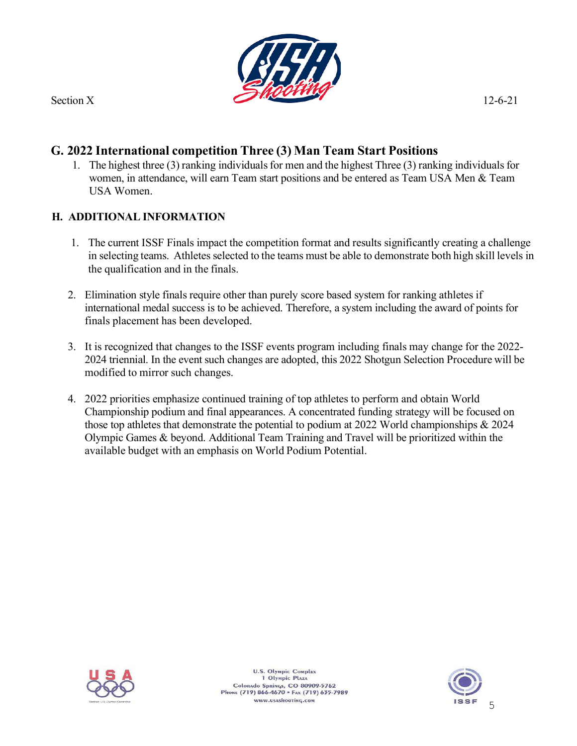## G. 2022 International competition Three (3) Man Team Start Positions

1. The highest three (3) ranking individuals for men and the highest Three (3) ranking individuals for women, in attendance, will earn Team start positions and be entered as Team USA Men & Team USA Women.

### H. ADDITIONAL INFORMATION

1. The current ISSF Finals impact the competition format and results significantly creating a challenge in selecting teams. Athletes selected to the teams must be able to demonstrate both high skill levels in the qualification and in the finals.

2. Elimination style finals require other than purely score based system for ranking athletes if international medal success is to be achieved. Therefore, a system including the award of points for finals placement has been developed.

3. It is recognized that changes to the ISSF events program including finals may change for the 2022-2024 triennial. In the event such changes are adopted, this 2022 Shotgun Selection Procedure will be modified to mirror such changes.

4. 2022 priorities emphasize continued training of top athletes to perform and obtain World Championship podium and final appearances. A concentrated funding strategy will be focused on those top athletes that demonstrate the potential to podium at 2022 World championships & 2024 Olympic Games & beyond. Additional Team Training and Travel will be prioritized within the available budget with an emphasis on World Podium Potential.